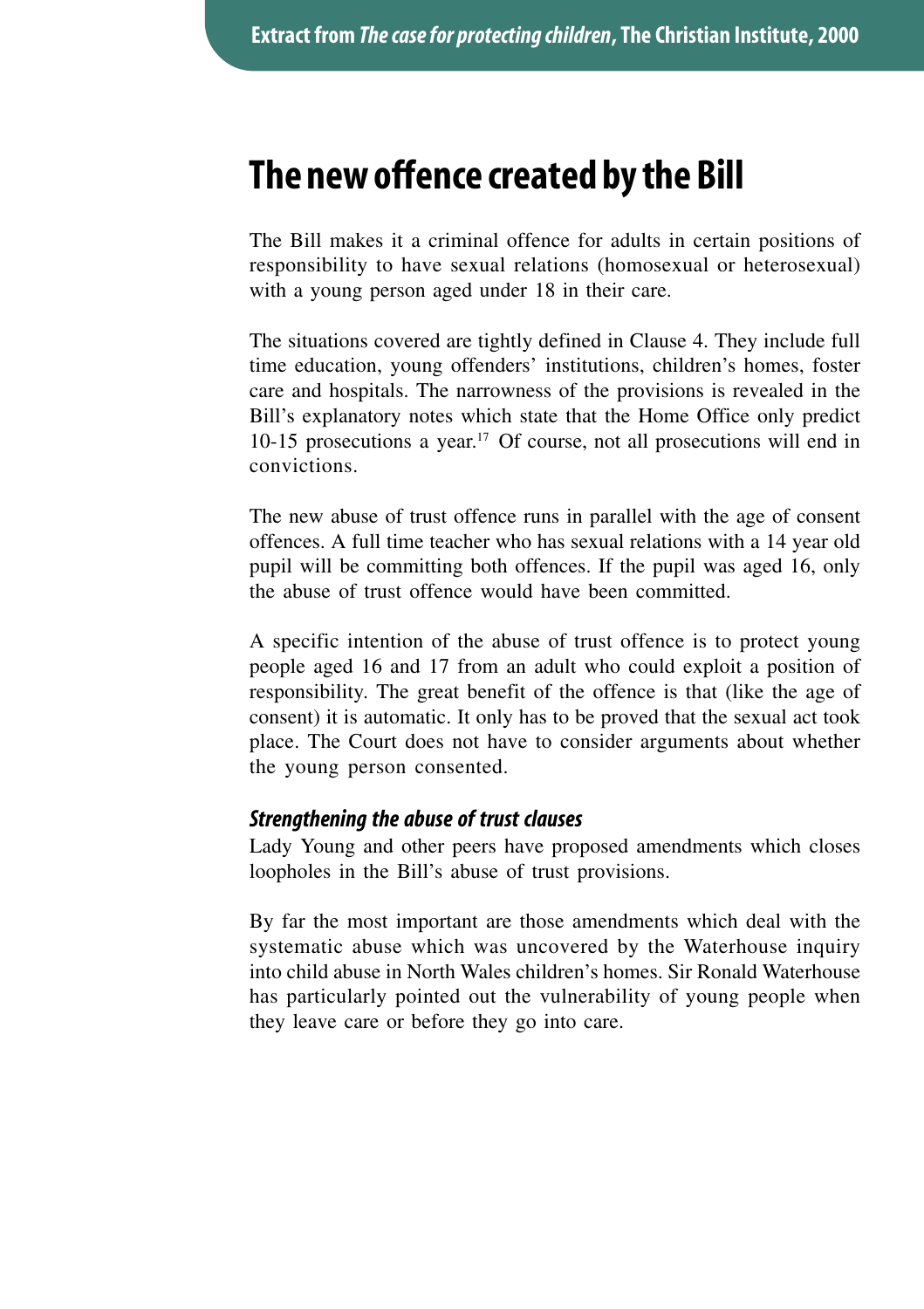Extract from *The case for protecting children*, The Christian Institute, 2000

# The new offence created by the Bill

The Bill makes it a criminal offence for adults in certain positions of responsibility to have sexual relations (homosexual or heterosexual) with a young person aged under 18 in their care.

The situations covered are tightly defined in Clause 4. They include full time education, young offenders' institutions, children's homes, foster care and hospitals. The narrowness of the provisions is revealed in the Bill's explanatory notes which state that the Home Office only predict 10-15 prosecutions a year.[17] Of course, not all prosecutions will end in convictions.

The new abuse of trust offence runs in parallel with the age of consent offences. A full time teacher who has sexual relations with a 14 year old pupil will be committing both offences. If the pupil was aged 16, only the abuse of trust offence would have been committed.

A specific intention of the abuse of trust offence is to protect young people aged 16 and 17 from an adult who could exploit a position of responsibility. The great benefit of the offence is that (like the age of consent) it is automatic. It only has to be proved that the sexual act took place. The Court does not have to consider arguments about whether the young person consented.

### *Strengthening the abuse of trust clauses*

Lady Young and other peers have proposed amendments which closes loopholes in the Bill's abuse of trust provisions.

By far the most important are those amendments which deal with the systematic abuse which was uncovered by the Waterhouse inquiry into child abuse in North Wales children's homes. Sir Ronald Waterhouse has particularly pointed out the vulnerability of young people when they leave care or before they go into care.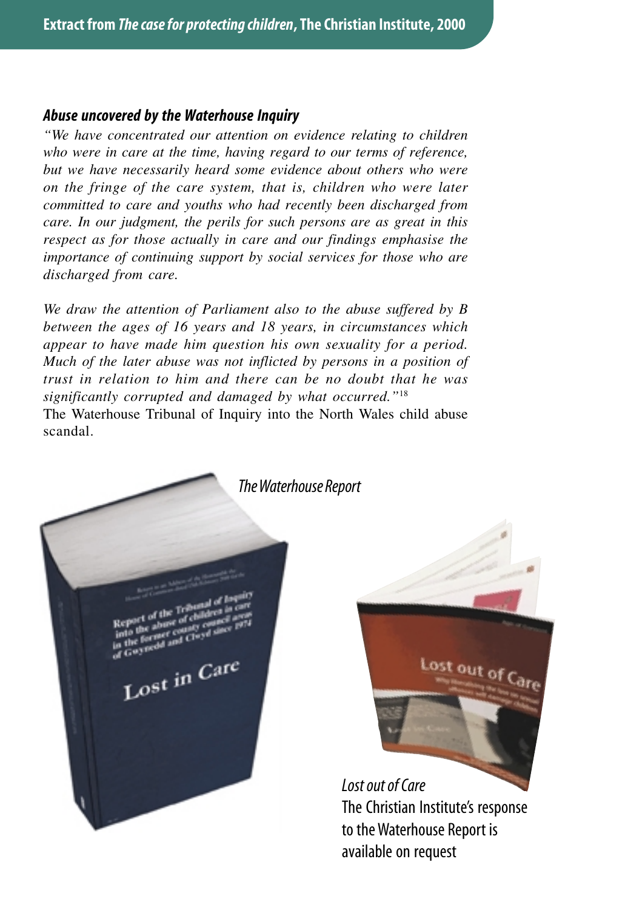**Extract from *The case for protecting children*, The Christian Institute, 2000**

### *Abuse uncovered by the Waterhouse Inquiry*

*"We have concentrated our attention on evidence relating to children who were in care at the time, having regard to our terms of reference, but we have necessarily heard some evidence about others who were on the fringe of the care system, that is, children who were later committed to care and youths who had recently been discharged from care. In our judgment, the perils for such persons are as great in this respect as for those actually in care and our findings emphasise the importance of continuing support by social services for those who are discharged from care.*

*We draw the attention of Parliament also to the abuse suffered by B between the ages of 16 years and 18 years, in circumstances which appear to have made him question his own sexuality for a period. Much of the later abuse was not inflicted by persons in a position of trust in relation to him and there can be no doubt that he was significantly corrupted and damaged by what occurred."*[18]

The Waterhouse Tribunal of Inquiry into the North Wales child abuse scandal.

*The Waterhouse Report*

*Lost out of Care*

The Christian Institute's response to the Waterhouse Report is available on request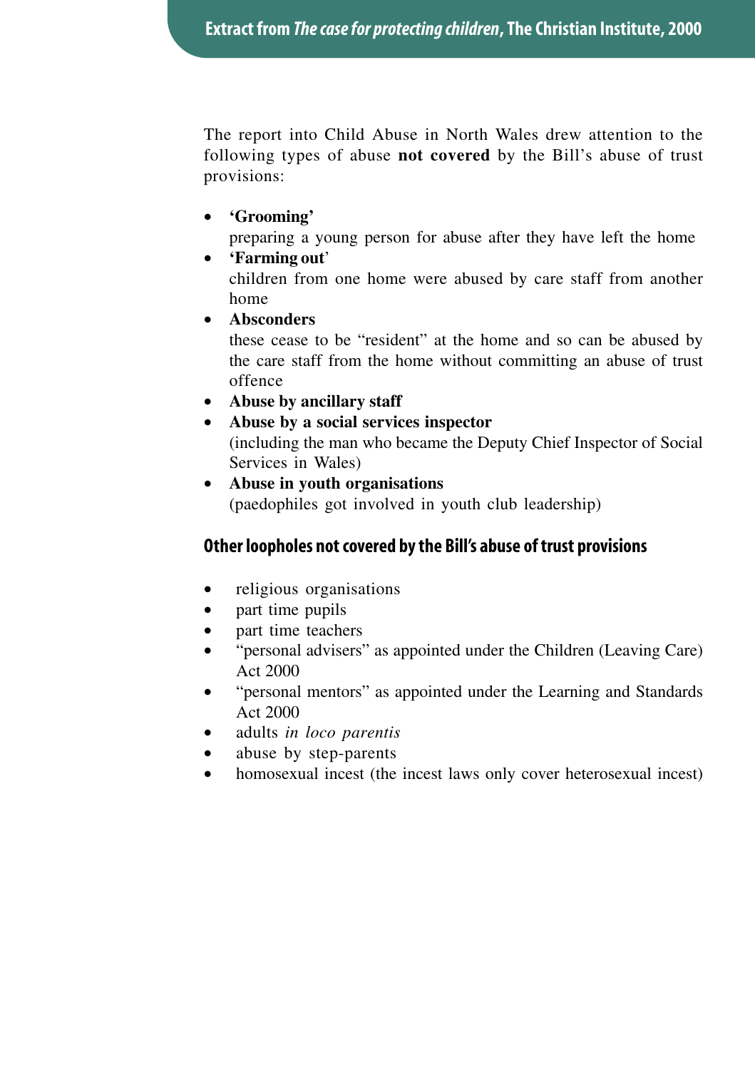## Extract from *The case for protecting children*, The Christian Institute, 2000

The report into Child Abuse in North Wales drew attention to the following types of abuse **not covered** by the Bill's abuse of trust provisions:

- **'Grooming'**
  preparing a young person for abuse after they have left the home
- **'Farming out'**
  children from one home were abused by care staff from another home
- **Absconders**
  these cease to be "resident" at the home and so can be abused by the care staff from the home without committing an abuse of trust offence
- **Abuse by ancillary staff**
- **Abuse by a social services inspector**
  (including the man who became the Deputy Chief Inspector of Social Services in Wales)
- **Abuse in youth organisations**
  (paedophiles got involved in youth club leadership)

### Other loopholes not covered by the Bill's abuse of trust provisions

- religious organisations
- part time pupils
- part time teachers
- "personal advisers" as appointed under the Children (Leaving Care) Act 2000
- "personal mentors" as appointed under the Learning and Standards Act 2000
- adults *in loco parentis*
- abuse by step-parents
- homosexual incest (the incest laws only cover heterosexual incest)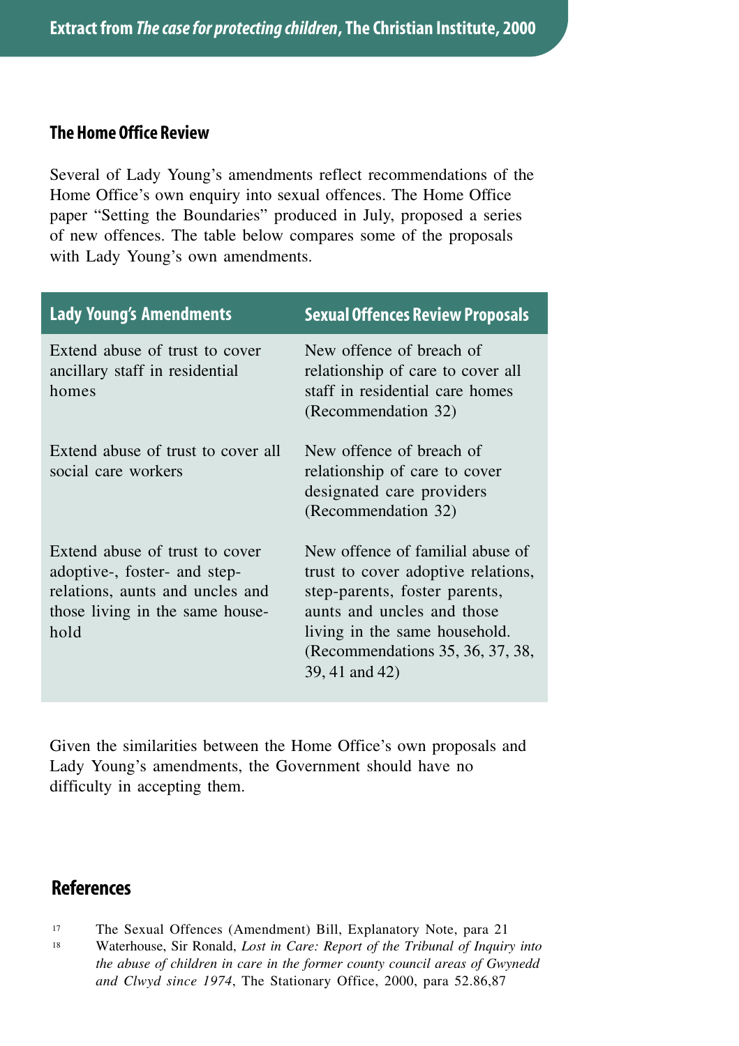## The Home Office Review

Several of Lady Young's amendments reflect recommendations of the Home Office's own enquiry into sexual offences. The Home Office paper "Setting the Boundaries" produced in July, proposed a series of new offences. The table below compares some of the proposals with Lady Young's own amendments.

| Lady Young's Amendments | Sexual Offences Review Proposals |
|---|---|
| Extend abuse of trust to cover ancillary staff in residential homes | New offence of breach of relationship of care to cover all staff in residential care homes (Recommendation 32) |
| Extend abuse of trust to cover all social care workers | New offence of breach of relationship of care to cover designated care providers (Recommendation 32) |
| Extend abuse of trust to cover adoptive-, foster- and step-relations, aunts and uncles and those living in the same household | New offence of familial abuse of trust to cover adoptive relations, step-parents, foster parents, aunts and uncles and those living in the same household. (Recommendations 35, 36, 37, 38, 39, 41 and 42) |

Given the similarities between the Home Office's own proposals and Lady Young's amendments, the Government should have no difficulty in accepting them.

## References

[17] The Sexual Offences (Amendment) Bill, Explanatory Note, para 21

[18] Waterhouse, Sir Ronald, *Lost in Care: Report of the Tribunal of Inquiry into the abuse of children in care in the former county council areas of Gwynedd and Clwyd since 1974*, The Stationary Office, 2000, para 52.86,87